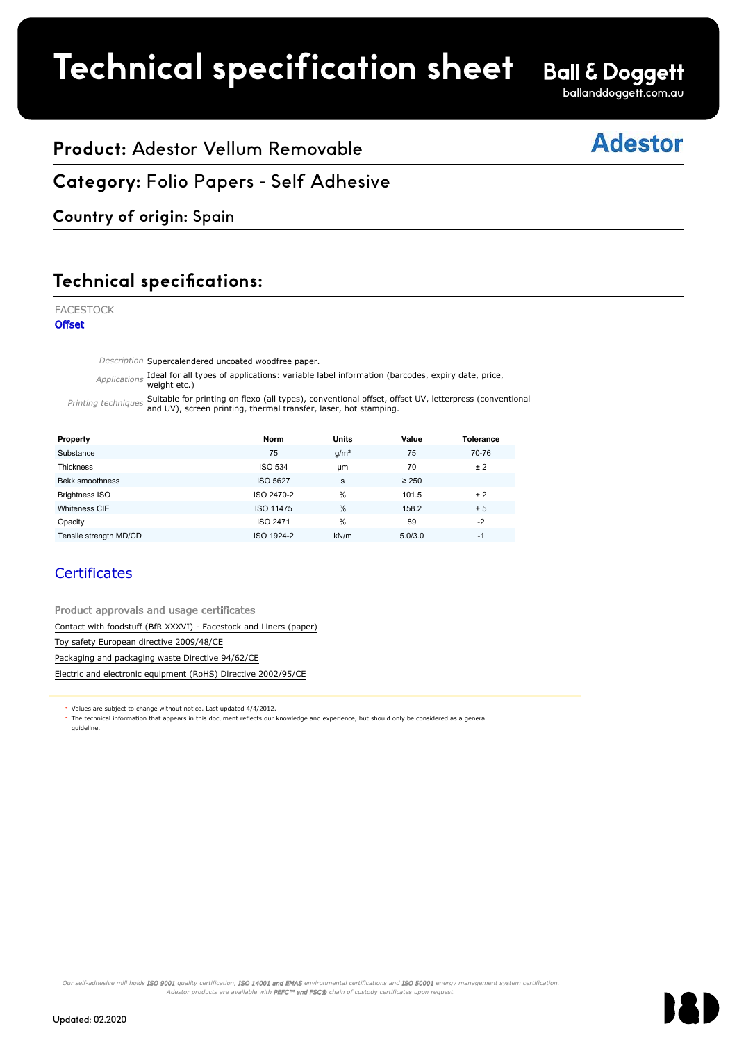# Technical specification sheet

Ball & Doggett
balladndoggett.com.au

## Product: Adestor Vellum Removable

Adestor

## Category: Folio Papers - Self Adhesive

## Country of origin: Spain

## Technical specifications:

FACESTOCK

**Offset**

*Description* Supercalendered uncoated woodfree paper.

*Applications* Ideal for all types of applications: variable label information (barcodes, expiry date, price, weight etc.)

*Printing techniques* Suitable for printing on flexo (all types), conventional offset, offset UV, letterpress (conventional and UV), screen printing, thermal transfer, laser, hot stamping.

| Property | Norm | Units | Value | Tolerance |
|---|---|---|---|---|
| Substance | 75 | g/m² | 75 | 70-76 |
| Thickness | ISO 534 | µm | 70 | ± 2 |
| Bekk smoothness | ISO 5627 | s | ≥ 250 | |
| Brightness ISO | ISO 2470-2 | % | 101.5 | ± 2 |
| Whiteness CIE | ISO 11475 | % | 158.2 | ± 5 |
| Opacity | ISO 2471 | % | 89 | -2 |
| Tensile strength MD/CD | ISO 1924-2 | kN/m | 5.0/3.0 | -1 |

### Certificates

Product approvals and usage certificates

Contact with foodstuff (BfR XXXVI) - Facestock and Liners (paper)

Toy safety European directive 2009/48/CE

Packaging and packaging waste Directive 94/62/CE

Electric and electronic equipment (RoHS) Directive 2002/95/CE

- Values are subject to change without notice. Last updated 4/4/2012.
- The technical information that appears in this document reflects our knowledge and experience, but should only be considered as a general guideline.

*Our self-adhesive mill holds **ISO 9001** quality certification, **ISO 14001 and EMAS** environmental certifications and **ISO 50001** energy management system certification. Adestor products are available with **PEFC™ and FSC®** chain of custody certificates upon request.*

Updated: 02.2020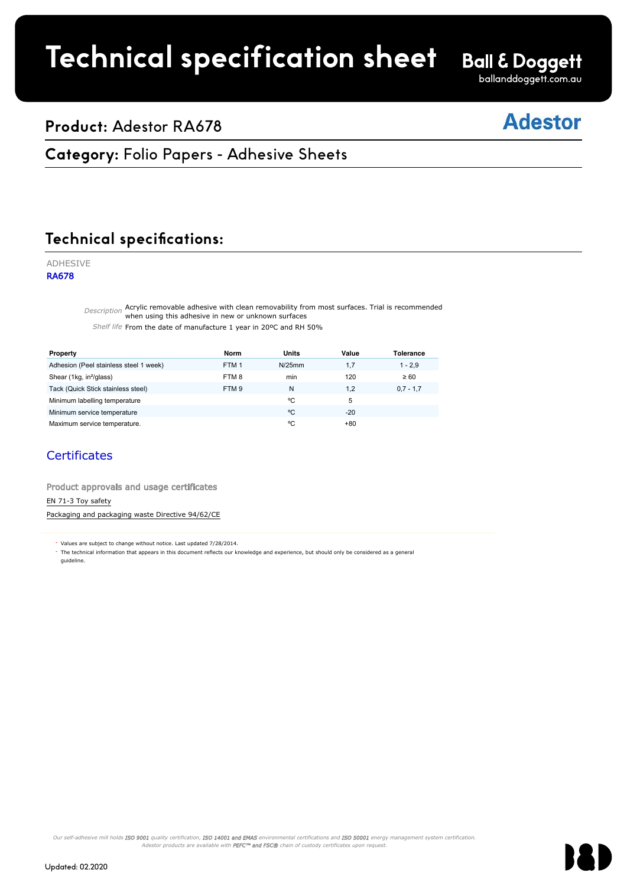# Technical specification sheet

Ball & Doggett
balladdoggett.com.au

## Product: Adestor RA678

Adestor

## Category: Folio Papers - Adhesive Sheets

## Technical specifications:

ADHESIVE
**RA678**

*Description* Acrylic removable adhesive with clean removability from most surfaces. Trial is recommended when using this adhesive in new or unknown surfaces

*Shelf life* From the date of manufacture 1 year in 20ºC and RH 50%

| Property | Norm | Units | Value | Tolerance |
|---|---|---|---|---|
| Adhesion (Peel stainless steel 1 week) | FTM 1 | N/25mm | 1,7 | 1 - 2,9 |
| Shear (1kg, in²/glass) | FTM 8 | min | 120 | ≥ 60 |
| Tack (Quick Stick stainless steel) | FTM 9 | N | 1,2 | 0,7 - 1,7 |
| Minimum labelling temperature | | ºC | 5 | |
| Minimum service temperature | | ºC | -20 | |
| Maximum service temperature. | | ºC | +80 | |

### Certificates

Product approvals and usage certificates

EN 71-3 Toy safety

Packaging and packaging waste Directive 94/62/CE

- Values are subject to change without notice. Last updated 7/28/2014.
- The technical information that appears in this document reflects our knowledge and experience, but should only be considered as a general guideline.

*Our self-adhesive mill holds **ISO 9001** quality certification, **ISO 14001 and EMAS** environmental certifications and **ISO 50001** energy management system certification. Adestor products are available with **PEFC™ and FSC®** chain of custody certificates upon request.*

Updated: 02.2020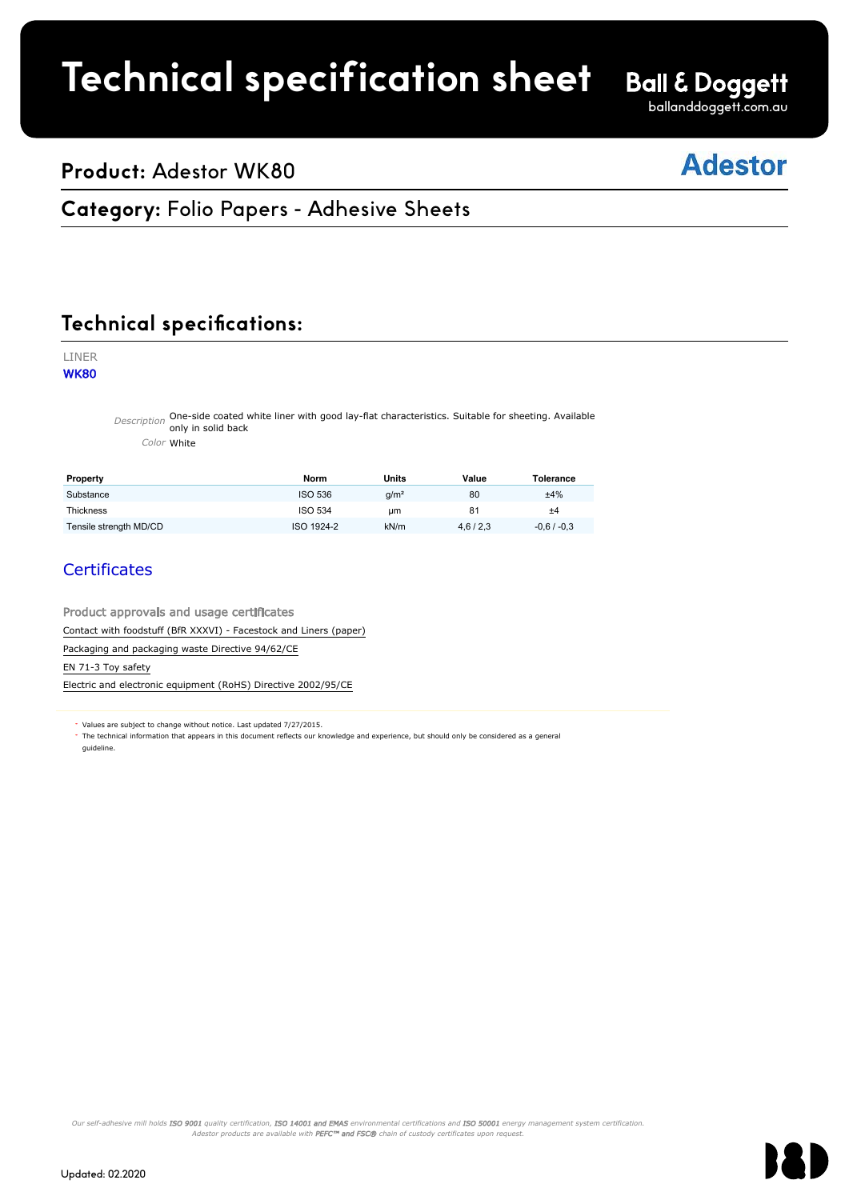# Technical specification sheet

Ball & Doggett
balland doggett.com.au

## Product: Adestor WK80

Adestor

## Category: Folio Papers - Adhesive Sheets

## Technical specifications:

LINER
**WK80**

*Description* One-side coated white liner with good lay-flat characteristics. Suitable for sheeting. Available only in solid back

*Color* White

| Property | Norm | Units | Value | Tolerance |
|---|---|---|---|---|
| Substance | ISO 536 | g/m² | 80 | ±4% |
| Thickness | ISO 534 | µm | 81 | ±4 |
| Tensile strength MD/CD | ISO 1924-2 | kN/m | 4,6 / 2,3 | -0,6 / -0,3 |

### Certificates

Product approvals and usage certificates

Contact with foodstuff (BfR XXXVI) - Facestock and Liners (paper)

Packaging and packaging waste Directive 94/62/CE

EN 71-3 Toy safety

Electric and electronic equipment (RoHS) Directive 2002/95/CE

- Values are subject to change without notice. Last updated 7/27/2015.
- The technical information that appears in this document reflects our knowledge and experience, but should only be considered as a general guideline.

*Our self-adhesive mill holds* ***ISO 9001*** *quality certification,* ***ISO 14001 and EMAS*** *environmental certifications and* ***ISO 50001*** *energy management system certification.*
*Adestor products are available with* ***PEFC™ and FSC®*** *chain of custody certificates upon request.*

Updated: 02.2020